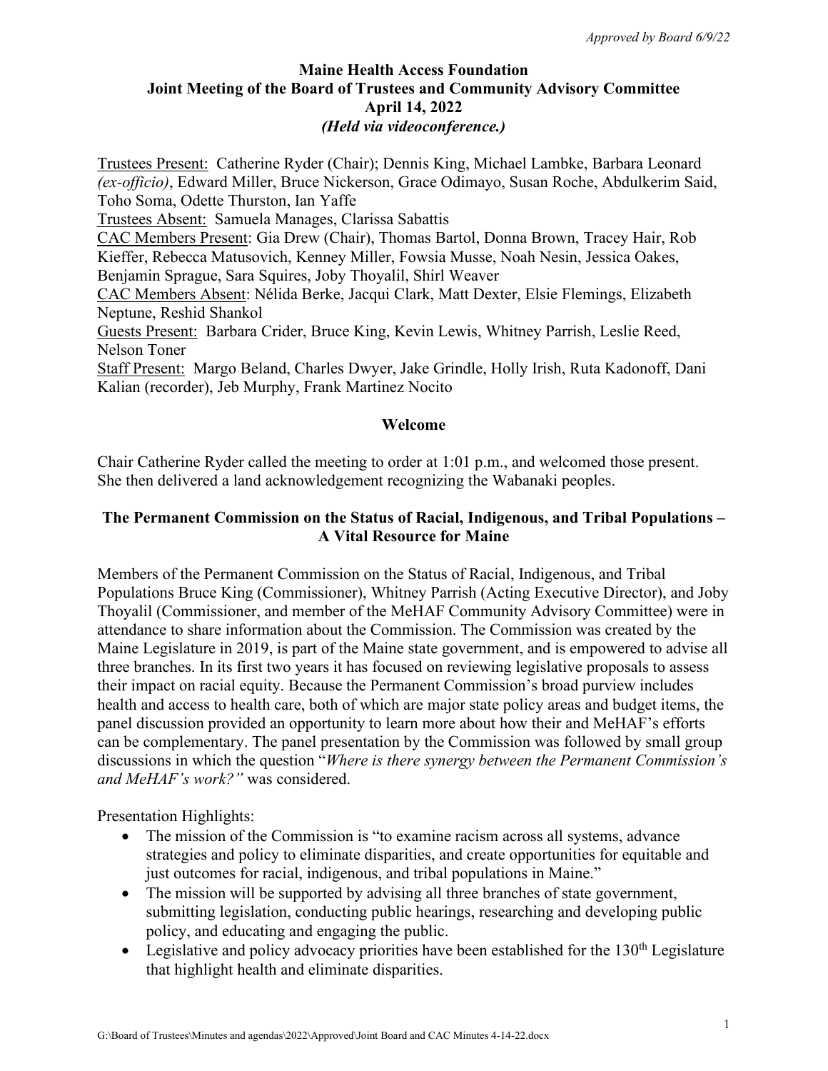*Approved by Board 6/9/22*

# Maine Health Access Foundation
## Joint Meeting of the Board of Trustees and Community Advisory Committee
### April 14, 2022
*(Held via videoconference.)*

Trustees Present: Catherine Ryder (Chair); Dennis King, Michael Lambke, Barbara Leonard *(ex-officio)*, Edward Miller, Bruce Nickerson, Grace Odimayo, Susan Roche, Abdulkerim Said, Toho Soma, Odette Thurston, Ian Yaffe

Trustees Absent: Samuela Manages, Clarissa Sabattis

CAC Members Present: Gia Drew (Chair), Thomas Bartol, Donna Brown, Tracey Hair, Rob Kieffer, Rebecca Matusovich, Kenney Miller, Fowsia Musse, Noah Nesin, Jessica Oakes, Benjamin Sprague, Sara Squires, Joby Thoyalil, Shirl Weaver

CAC Members Absent: Nélida Berke, Jacqui Clark, Matt Dexter, Elsie Flemings, Elizabeth Neptune, Reshid Shankol

Guests Present: Barbara Crider, Bruce King, Kevin Lewis, Whitney Parrish, Leslie Reed, Nelson Toner

Staff Present: Margo Beland, Charles Dwyer, Jake Grindle, Holly Irish, Ruta Kadonoff, Dani Kalian (recorder), Jeb Murphy, Frank Martinez Nocito

## Welcome

Chair Catherine Ryder called the meeting to order at 1:01 p.m., and welcomed those present. She then delivered a land acknowledgement recognizing the Wabanaki peoples.

## The Permanent Commission on the Status of Racial, Indigenous, and Tribal Populations – A Vital Resource for Maine

Members of the Permanent Commission on the Status of Racial, Indigenous, and Tribal Populations Bruce King (Commissioner), Whitney Parrish (Acting Executive Director), and Joby Thoyalil (Commissioner, and member of the MeHAF Community Advisory Committee) were in attendance to share information about the Commission. The Commission was created by the Maine Legislature in 2019, is part of the Maine state government, and is empowered to advise all three branches. In its first two years it has focused on reviewing legislative proposals to assess their impact on racial equity. Because the Permanent Commission's broad purview includes health and access to health care, both of which are major state policy areas and budget items, the panel discussion provided an opportunity to learn more about how their and MeHAF's efforts can be complementary. The panel presentation by the Commission was followed by small group discussions in which the question "*Where is there synergy between the Permanent Commission's and MeHAF's work?"* was considered.

Presentation Highlights:

- The mission of the Commission is "to examine racism across all systems, advance strategies and policy to eliminate disparities, and create opportunities for equitable and just outcomes for racial, indigenous, and tribal populations in Maine."
- The mission will be supported by advising all three branches of state government, submitting legislation, conducting public hearings, researching and developing public policy, and educating and engaging the public.
- Legislative and policy advocacy priorities have been established for the 130th Legislature that highlight health and eliminate disparities.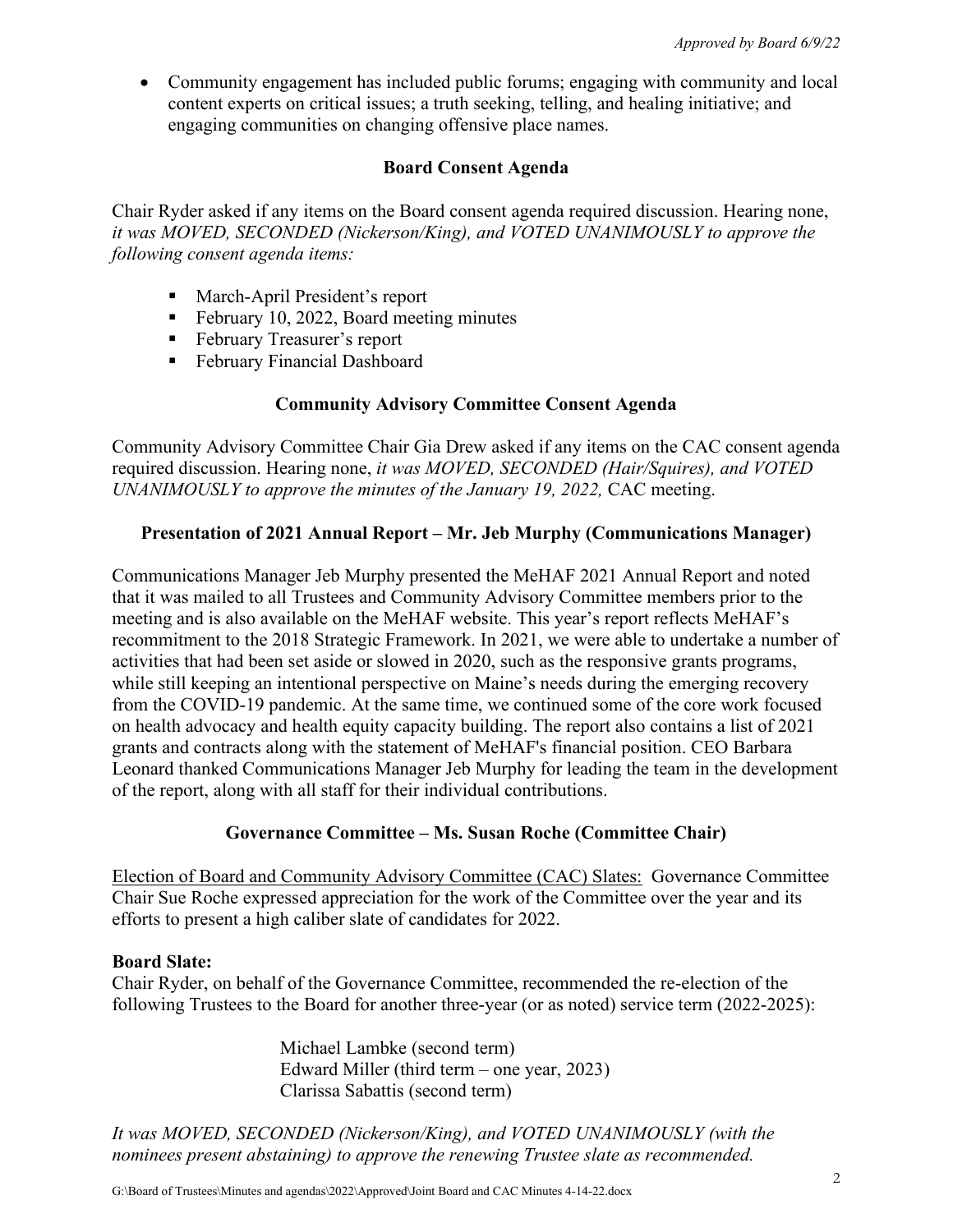- Community engagement has included public forums; engaging with community and local content experts on critical issues; a truth seeking, telling, and healing initiative; and engaging communities on changing offensive place names.

### Board Consent Agenda

Chair Ryder asked if any items on the Board consent agenda required discussion. Hearing none, *it was MOVED, SECONDED (Nickerson/King), and VOTED UNANIMOUSLY to approve the following consent agenda items:*

- March-April President's report
- February 10, 2022, Board meeting minutes
- February Treasurer's report
- February Financial Dashboard

### Community Advisory Committee Consent Agenda

Community Advisory Committee Chair Gia Drew asked if any items on the CAC consent agenda required discussion. Hearing none, *it was MOVED, SECONDED (Hair/Squires), and VOTED UNANIMOUSLY to approve the minutes of the January 19, 2022,* CAC meeting.

### Presentation of 2021 Annual Report – Mr. Jeb Murphy (Communications Manager)

Communications Manager Jeb Murphy presented the MeHAF 2021 Annual Report and noted that it was mailed to all Trustees and Community Advisory Committee members prior to the meeting and is also available on the MeHAF website. This year's report reflects MeHAF's recommitment to the 2018 Strategic Framework. In 2021, we were able to undertake a number of activities that had been set aside or slowed in 2020, such as the responsive grants programs, while still keeping an intentional perspective on Maine's needs during the emerging recovery from the COVID-19 pandemic. At the same time, we continued some of the core work focused on health advocacy and health equity capacity building. The report also contains a list of 2021 grants and contracts along with the statement of MeHAF's financial position. CEO Barbara Leonard thanked Communications Manager Jeb Murphy for leading the team in the development of the report, along with all staff for their individual contributions.

### Governance Committee – Ms. Susan Roche (Committee Chair)

<u>Election of Board and Community Advisory Committee (CAC) Slates:</u> Governance Committee Chair Sue Roche expressed appreciation for the work of the Committee over the year and its efforts to present a high caliber slate of candidates for 2022.

**Board Slate:**
Chair Ryder, on behalf of the Governance Committee, recommended the re-election of the following Trustees to the Board for another three-year (or as noted) service term (2022-2025):

Michael Lambke (second term)
Edward Miller (third term – one year, 2023)
Clarissa Sabattis (second term)

*It was MOVED, SECONDED (Nickerson/King), and VOTED UNANIMOUSLY (with the nominees present abstaining) to approve the renewing Trustee slate as recommended.*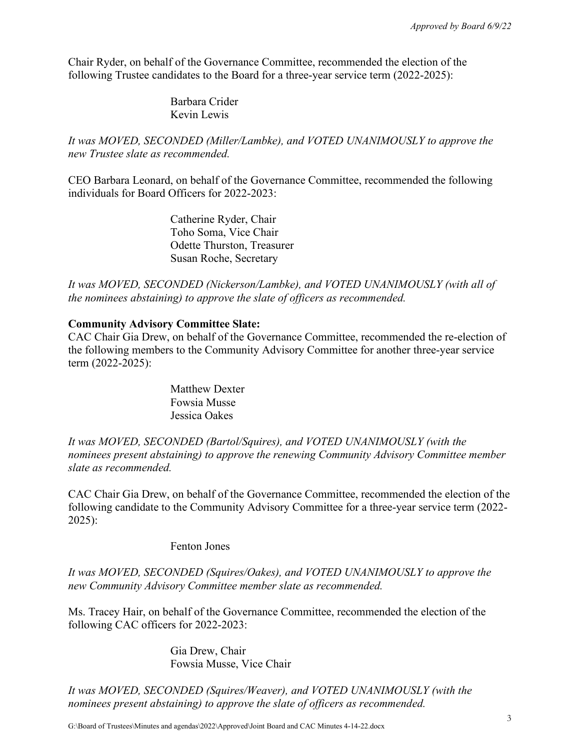*Approved by Board 6/9/22*

Chair Ryder, on behalf of the Governance Committee, recommended the election of the following Trustee candidates to the Board for a three-year service term (2022-2025):

Barbara Crider
Kevin Lewis

*It was MOVED, SECONDED (Miller/Lambke), and VOTED UNANIMOUSLY to approve the new Trustee slate as recommended.*

CEO Barbara Leonard, on behalf of the Governance Committee, recommended the following individuals for Board Officers for 2022-2023:

Catherine Ryder, Chair
Toho Soma, Vice Chair
Odette Thurston, Treasurer
Susan Roche, Secretary

*It was MOVED, SECONDED (Nickerson/Lambke), and VOTED UNANIMOUSLY (with all of the nominees abstaining) to approve the slate of officers as recommended.*

**Community Advisory Committee Slate:**
CAC Chair Gia Drew, on behalf of the Governance Committee, recommended the re-election of the following members to the Community Advisory Committee for another three-year service term (2022-2025):

Matthew Dexter
Fowsia Musse
Jessica Oakes

*It was MOVED, SECONDED (Bartol/Squires), and VOTED UNANIMOUSLY (with the nominees present abstaining) to approve the renewing Community Advisory Committee member slate as recommended.*

CAC Chair Gia Drew, on behalf of the Governance Committee, recommended the election of the following candidate to the Community Advisory Committee for a three-year service term (2022-2025):

Fenton Jones

*It was MOVED, SECONDED (Squires/Oakes), and VOTED UNANIMOUSLY to approve the new Community Advisory Committee member slate as recommended.*

Ms. Tracey Hair, on behalf of the Governance Committee, recommended the election of the following CAC officers for 2022-2023:

Gia Drew, Chair
Fowsia Musse, Vice Chair

*It was MOVED, SECONDED (Squires/Weaver), and VOTED UNANIMOUSLY (with the nominees present abstaining) to approve the slate of officers as recommended.*

G:\Board of Trustees\Minutes and agendas\2022\Approved\Joint Board and CAC Minutes 4-14-22.docx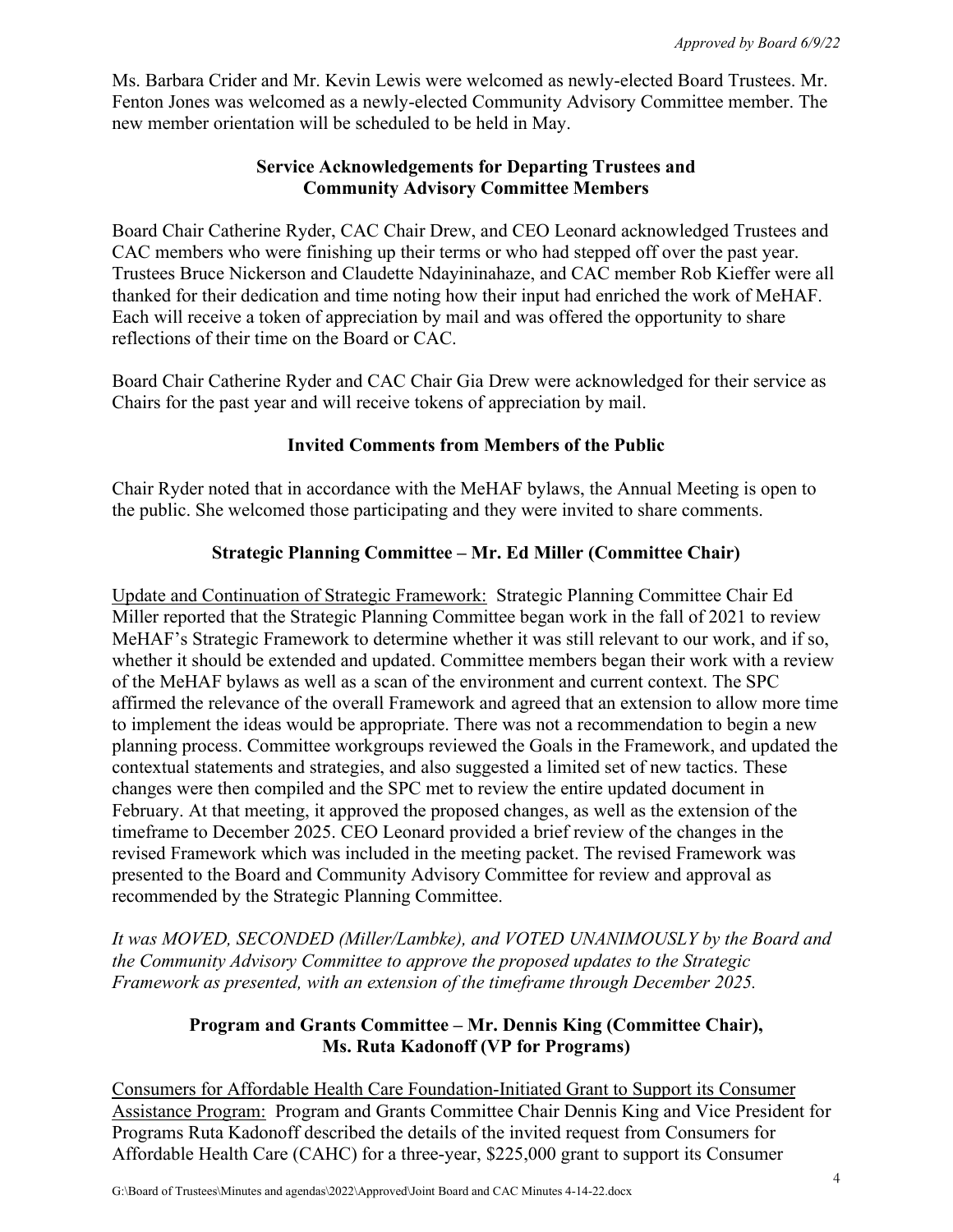Ms. Barbara Crider and Mr. Kevin Lewis were welcomed as newly-elected Board Trustees. Mr. Fenton Jones was welcomed as a newly-elected Community Advisory Committee member. The new member orientation will be scheduled to be held in May.

### Service Acknowledgements for Departing Trustees and Community Advisory Committee Members

Board Chair Catherine Ryder, CAC Chair Drew, and CEO Leonard acknowledged Trustees and CAC members who were finishing up their terms or who had stepped off over the past year. Trustees Bruce Nickerson and Claudette Ndayininahaze, and CAC member Rob Kieffer were all thanked for their dedication and time noting how their input had enriched the work of MeHAF. Each will receive a token of appreciation by mail and was offered the opportunity to share reflections of their time on the Board or CAC.

Board Chair Catherine Ryder and CAC Chair Gia Drew were acknowledged for their service as Chairs for the past year and will receive tokens of appreciation by mail.

### Invited Comments from Members of the Public

Chair Ryder noted that in accordance with the MeHAF bylaws, the Annual Meeting is open to the public. She welcomed those participating and they were invited to share comments.

### Strategic Planning Committee – Mr. Ed Miller (Committee Chair)

Update and Continuation of Strategic Framework: Strategic Planning Committee Chair Ed Miller reported that the Strategic Planning Committee began work in the fall of 2021 to review MeHAF's Strategic Framework to determine whether it was still relevant to our work, and if so, whether it should be extended and updated. Committee members began their work with a review of the MeHAF bylaws as well as a scan of the environment and current context. The SPC affirmed the relevance of the overall Framework and agreed that an extension to allow more time to implement the ideas would be appropriate. There was not a recommendation to begin a new planning process. Committee workgroups reviewed the Goals in the Framework, and updated the contextual statements and strategies, and also suggested a limited set of new tactics. These changes were then compiled and the SPC met to review the entire updated document in February. At that meeting, it approved the proposed changes, as well as the extension of the timeframe to December 2025. CEO Leonard provided a brief review of the changes in the revised Framework which was included in the meeting packet. The revised Framework was presented to the Board and Community Advisory Committee for review and approval as recommended by the Strategic Planning Committee.

*It was MOVED, SECONDED (Miller/Lambke), and VOTED UNANIMOUSLY by the Board and the Community Advisory Committee to approve the proposed updates to the Strategic Framework as presented, with an extension of the timeframe through December 2025.*

### Program and Grants Committee – Mr. Dennis King (Committee Chair), Ms. Ruta Kadonoff (VP for Programs)

Consumers for Affordable Health Care Foundation-Initiated Grant to Support its Consumer Assistance Program: Program and Grants Committee Chair Dennis King and Vice President for Programs Ruta Kadonoff described the details of the invited request from Consumers for Affordable Health Care (CAHC) for a three-year, $225,000 grant to support its Consumer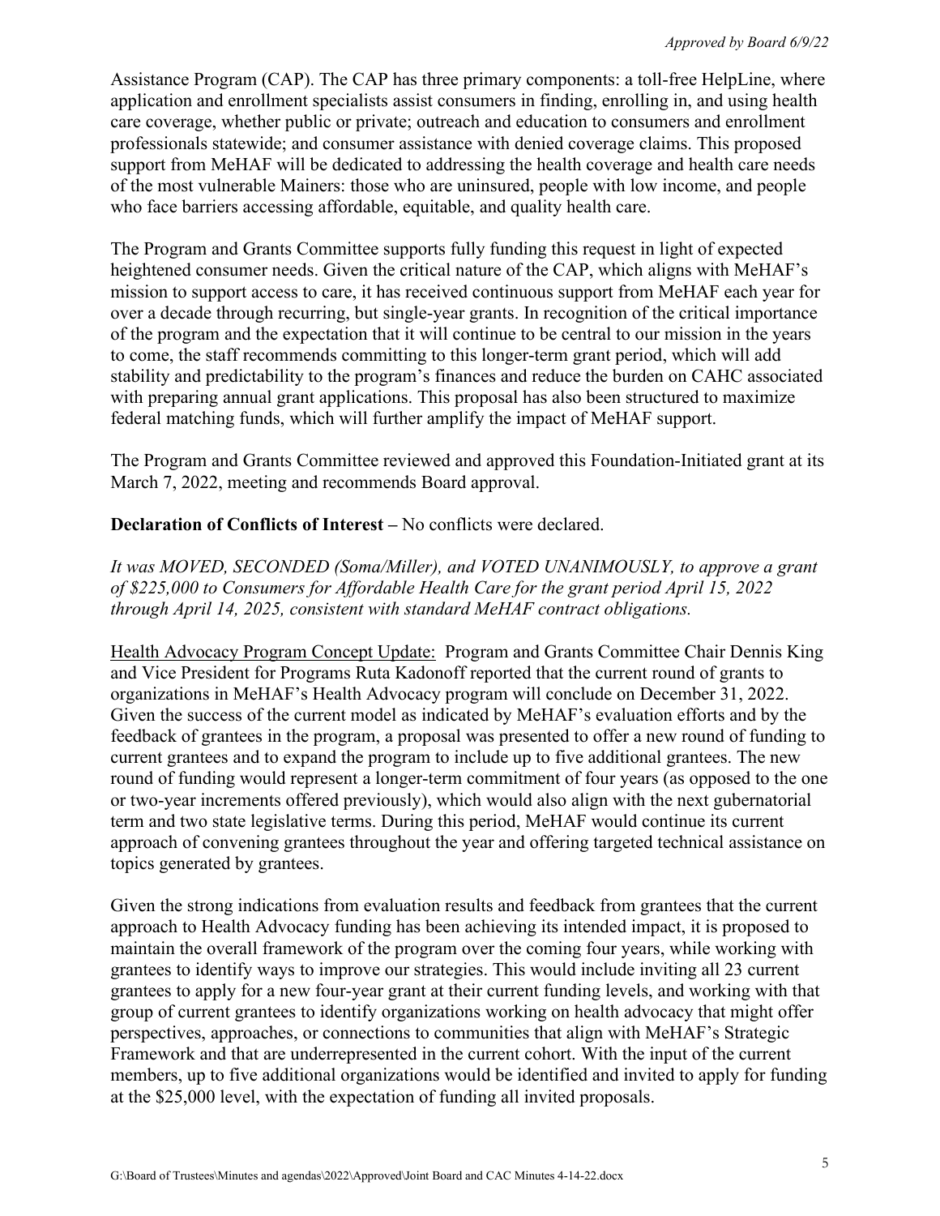Assistance Program (CAP). The CAP has three primary components: a toll-free HelpLine, where application and enrollment specialists assist consumers in finding, enrolling in, and using health care coverage, whether public or private; outreach and education to consumers and enrollment professionals statewide; and consumer assistance with denied coverage claims. This proposed support from MeHAF will be dedicated to addressing the health coverage and health care needs of the most vulnerable Mainers: those who are uninsured, people with low income, and people who face barriers accessing affordable, equitable, and quality health care.

The Program and Grants Committee supports fully funding this request in light of expected heightened consumer needs. Given the critical nature of the CAP, which aligns with MeHAF's mission to support access to care, it has received continuous support from MeHAF each year for over a decade through recurring, but single-year grants. In recognition of the critical importance of the program and the expectation that it will continue to be central to our mission in the years to come, the staff recommends committing to this longer-term grant period, which will add stability and predictability to the program's finances and reduce the burden on CAHC associated with preparing annual grant applications. This proposal has also been structured to maximize federal matching funds, which will further amplify the impact of MeHAF support.

The Program and Grants Committee reviewed and approved this Foundation-Initiated grant at its March 7, 2022, meeting and recommends Board approval.

**Declaration of Conflicts of Interest –** No conflicts were declared.

*It was MOVED, SECONDED (Soma/Miller), and VOTED UNANIMOUSLY, to approve a grant of $225,000 to Consumers for Affordable Health Care for the grant period April 15, 2022 through April 14, 2025, consistent with standard MeHAF contract obligations.*

<u>Health Advocacy Program Concept Update:</u> Program and Grants Committee Chair Dennis King and Vice President for Programs Ruta Kadonoff reported that the current round of grants to organizations in MeHAF's Health Advocacy program will conclude on December 31, 2022. Given the success of the current model as indicated by MeHAF's evaluation efforts and by the feedback of grantees in the program, a proposal was presented to offer a new round of funding to current grantees and to expand the program to include up to five additional grantees. The new round of funding would represent a longer-term commitment of four years (as opposed to the one or two-year increments offered previously), which would also align with the next gubernatorial term and two state legislative terms. During this period, MeHAF would continue its current approach of convening grantees throughout the year and offering targeted technical assistance on topics generated by grantees.

Given the strong indications from evaluation results and feedback from grantees that the current approach to Health Advocacy funding has been achieving its intended impact, it is proposed to maintain the overall framework of the program over the coming four years, while working with grantees to identify ways to improve our strategies. This would include inviting all 23 current grantees to apply for a new four-year grant at their current funding levels, and working with that group of current grantees to identify organizations working on health advocacy that might offer perspectives, approaches, or connections to communities that align with MeHAF's Strategic Framework and that are underrepresented in the current cohort. With the input of the current members, up to five additional organizations would be identified and invited to apply for funding at the $25,000 level, with the expectation of funding all invited proposals.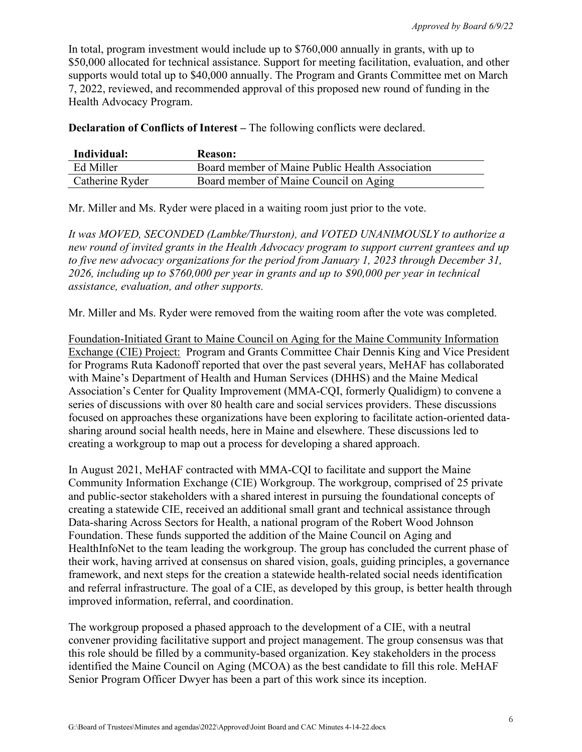In total, program investment would include up to $760,000 annually in grants, with up to $50,000 allocated for technical assistance. Support for meeting facilitation, evaluation, and other supports would total up to $40,000 annually. The Program and Grants Committee met on March 7, 2022, reviewed, and recommended approval of this proposed new round of funding in the Health Advocacy Program.

**Declaration of Conflicts of Interest –** The following conflicts were declared.

| Individual: | Reason: |
|---|---|
| Ed Miller | Board member of Maine Public Health Association |
| Catherine Ryder | Board member of Maine Council on Aging |

Mr. Miller and Ms. Ryder were placed in a waiting room just prior to the vote.

*It was MOVED, SECONDED (Lambke/Thurston), and VOTED UNANIMOUSLY to authorize a new round of invited grants in the Health Advocacy program to support current grantees and up to five new advocacy organizations for the period from January 1, 2023 through December 31, 2026, including up to $760,000 per year in grants and up to $90,000 per year in technical assistance, evaluation, and other supports.*

Mr. Miller and Ms. Ryder were removed from the waiting room after the vote was completed.

<u>Foundation-Initiated Grant to Maine Council on Aging for the Maine Community Information Exchange (CIE) Project:</u> Program and Grants Committee Chair Dennis King and Vice President for Programs Ruta Kadonoff reported that over the past several years, MeHAF has collaborated with Maine's Department of Health and Human Services (DHHS) and the Maine Medical Association's Center for Quality Improvement (MMA-CQI, formerly Qualidigm) to convene a series of discussions with over 80 health care and social services providers. These discussions focused on approaches these organizations have been exploring to facilitate action-oriented data-sharing around social health needs, here in Maine and elsewhere. These discussions led to creating a workgroup to map out a process for developing a shared approach.

In August 2021, MeHAF contracted with MMA-CQI to facilitate and support the Maine Community Information Exchange (CIE) Workgroup. The workgroup, comprised of 25 private and public-sector stakeholders with a shared interest in pursuing the foundational concepts of creating a statewide CIE, received an additional small grant and technical assistance through Data-sharing Across Sectors for Health, a national program of the Robert Wood Johnson Foundation. These funds supported the addition of the Maine Council on Aging and HealthInfoNet to the team leading the workgroup. The group has concluded the current phase of their work, having arrived at consensus on shared vision, goals, guiding principles, a governance framework, and next steps for the creation a statewide health-related social needs identification and referral infrastructure. The goal of a CIE, as developed by this group, is better health through improved information, referral, and coordination.

The workgroup proposed a phased approach to the development of a CIE, with a neutral convener providing facilitative support and project management. The group consensus was that this role should be filled by a community-based organization. Key stakeholders in the process identified the Maine Council on Aging (MCOA) as the best candidate to fill this role. MeHAF Senior Program Officer Dwyer has been a part of this work since its inception.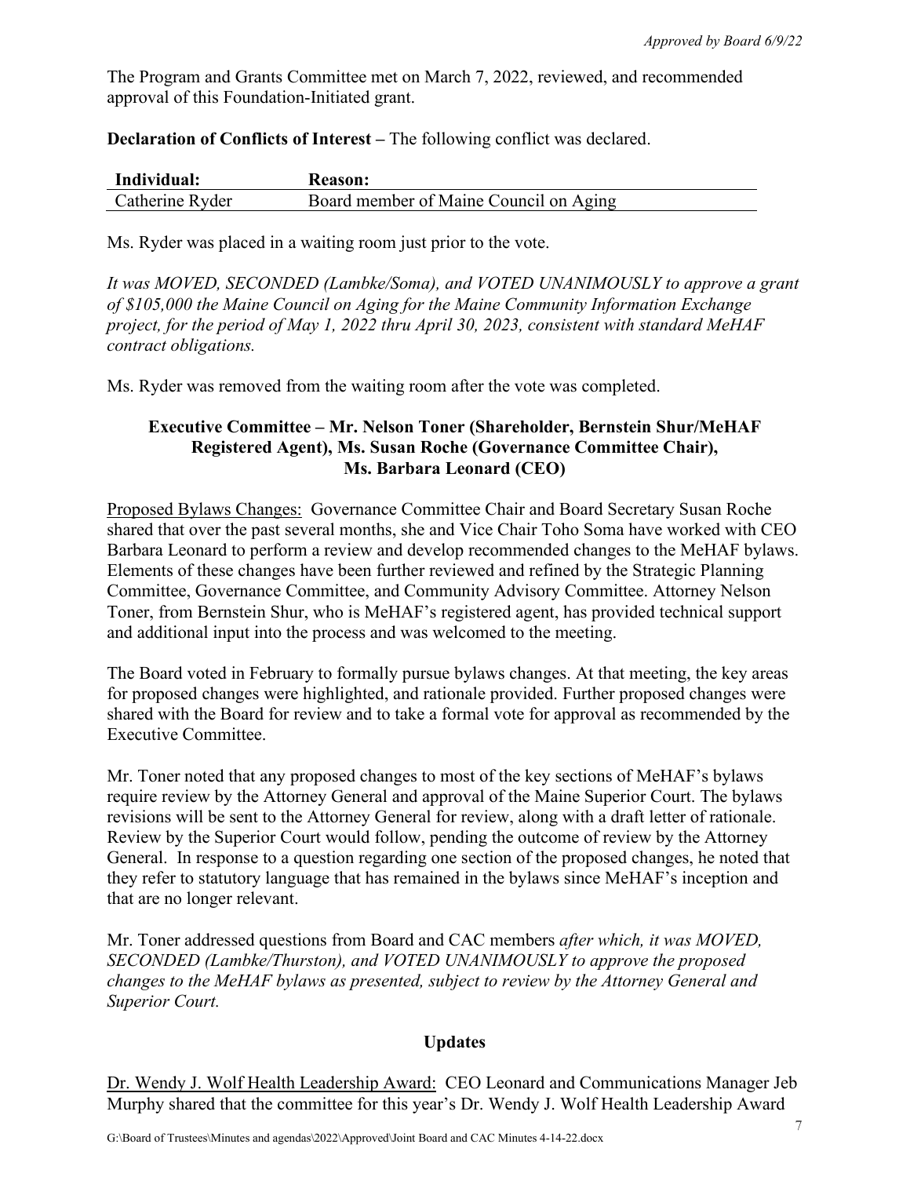The Program and Grants Committee met on March 7, 2022, reviewed, and recommended approval of this Foundation-Initiated grant.

**Declaration of Conflicts of Interest –** The following conflict was declared.

| Individual: | Reason: |
|---|---|
| Catherine Ryder | Board member of Maine Council on Aging |

Ms. Ryder was placed in a waiting room just prior to the vote.

*It was MOVED, SECONDED (Lambke/Soma), and VOTED UNANIMOUSLY to approve a grant of $105,000 the Maine Council on Aging for the Maine Community Information Exchange project, for the period of May 1, 2022 thru April 30, 2023, consistent with standard MeHAF contract obligations.*

Ms. Ryder was removed from the waiting room after the vote was completed.

**Executive Committee – Mr. Nelson Toner (Shareholder, Bernstein Shur/MeHAF Registered Agent), Ms. Susan Roche (Governance Committee Chair), Ms. Barbara Leonard (CEO)**

Proposed Bylaws Changes: Governance Committee Chair and Board Secretary Susan Roche shared that over the past several months, she and Vice Chair Toho Soma have worked with CEO Barbara Leonard to perform a review and develop recommended changes to the MeHAF bylaws. Elements of these changes have been further reviewed and refined by the Strategic Planning Committee, Governance Committee, and Community Advisory Committee. Attorney Nelson Toner, from Bernstein Shur, who is MeHAF's registered agent, has provided technical support and additional input into the process and was welcomed to the meeting.

The Board voted in February to formally pursue bylaws changes. At that meeting, the key areas for proposed changes were highlighted, and rationale provided. Further proposed changes were shared with the Board for review and to take a formal vote for approval as recommended by the Executive Committee.

Mr. Toner noted that any proposed changes to most of the key sections of MeHAF's bylaws require review by the Attorney General and approval of the Maine Superior Court. The bylaws revisions will be sent to the Attorney General for review, along with a draft letter of rationale. Review by the Superior Court would follow, pending the outcome of review by the Attorney General. In response to a question regarding one section of the proposed changes, he noted that they refer to statutory language that has remained in the bylaws since MeHAF's inception and that are no longer relevant.

Mr. Toner addressed questions from Board and CAC members *after which, it was MOVED, SECONDED (Lambke/Thurston), and VOTED UNANIMOUSLY to approve the proposed changes to the MeHAF bylaws as presented, subject to review by the Attorney General and Superior Court.*

**Updates**

Dr. Wendy J. Wolf Health Leadership Award: CEO Leonard and Communications Manager Jeb Murphy shared that the committee for this year's Dr. Wendy J. Wolf Health Leadership Award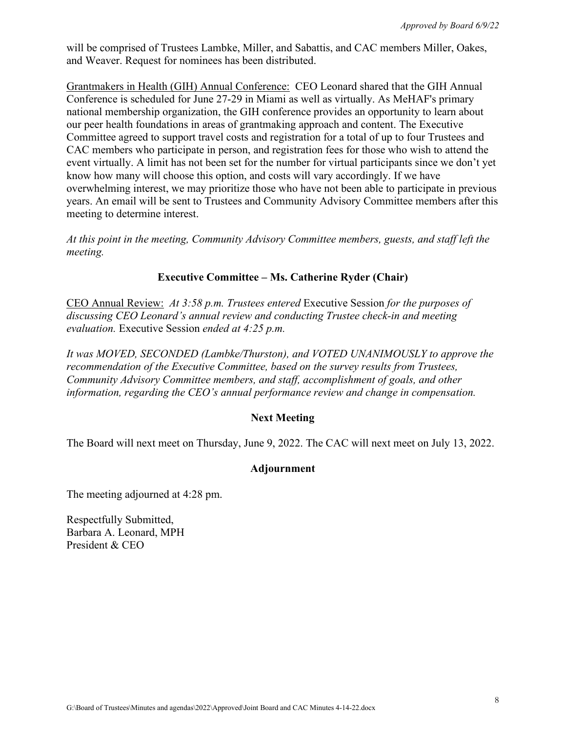will be comprised of Trustees Lambke, Miller, and Sabattis, and CAC members Miller, Oakes, and Weaver. Request for nominees has been distributed.

Grantmakers in Health (GIH) Annual Conference: CEO Leonard shared that the GIH Annual Conference is scheduled for June 27-29 in Miami as well as virtually. As MeHAF's primary national membership organization, the GIH conference provides an opportunity to learn about our peer health foundations in areas of grantmaking approach and content. The Executive Committee agreed to support travel costs and registration for a total of up to four Trustees and CAC members who participate in person, and registration fees for those who wish to attend the event virtually. A limit has not been set for the number for virtual participants since we don't yet know how many will choose this option, and costs will vary accordingly. If we have overwhelming interest, we may prioritize those who have not been able to participate in previous years. An email will be sent to Trustees and Community Advisory Committee members after this meeting to determine interest.

*At this point in the meeting, Community Advisory Committee members, guests, and staff left the meeting.*

## Executive Committee – Ms. Catherine Ryder (Chair)

CEO Annual Review: *At 3:58 p.m. Trustees entered* Executive Session *for the purposes of discussing CEO Leonard's annual review and conducting Trustee check-in and meeting evaluation.* Executive Session *ended at 4:25 p.m.*

*It was MOVED, SECONDED (Lambke/Thurston), and VOTED UNANIMOUSLY to approve the recommendation of the Executive Committee, based on the survey results from Trustees, Community Advisory Committee members, and staff, accomplishment of goals, and other information, regarding the CEO's annual performance review and change in compensation.*

## Next Meeting

The Board will next meet on Thursday, June 9, 2022. The CAC will next meet on July 13, 2022.

## Adjournment

The meeting adjourned at 4:28 pm.

Respectfully Submitted,
Barbara A. Leonard, MPH
President & CEO